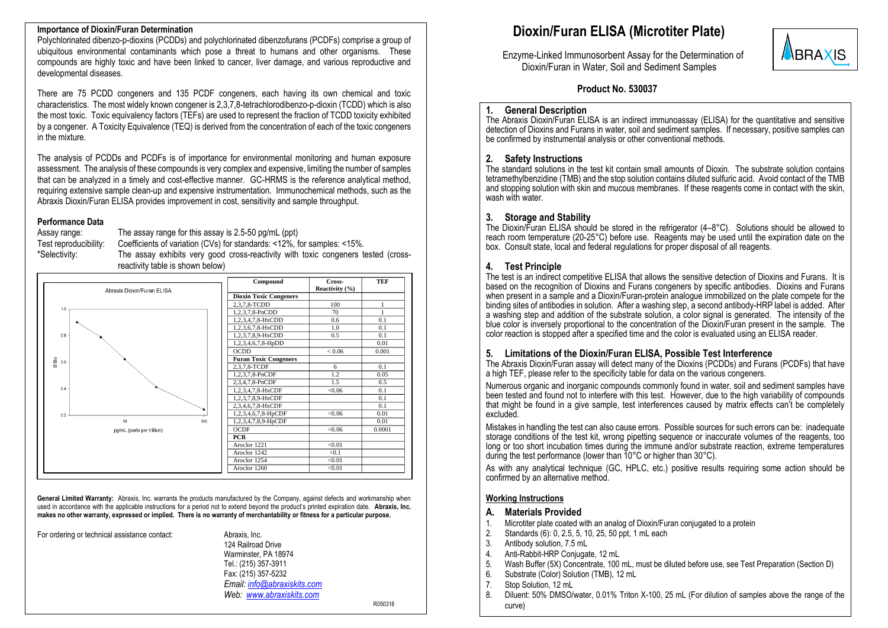# Dioxin/Furan ELISA (Microtiter Plate)

Enzyme-Linked Immunosorbent Assay for the Determination of Dioxin/Furan in Water, Soil and Sediment Samples

**Product No. 530037**

## 1. General Description

The Abraxis Dioxin/Furan ELISA is an indirect immunoassay (ELISA) for the quantitative and sensitive detection of Dioxins and Furans in water, soil and sediment samples. If necessary, positive samples can be confirmed by instrumental analysis or other conventional methods.

## 2. Safety Instructions

The standard solutions in the test kit contain small amounts of Dioxin. The substrate solution contains tetramethylbenzidine (TMB) and the stop solution contains diluted sulfuric acid. Avoid contact of the TMB and stopping solution with skin and mucous membranes. If these reagents come in contact with the skin, wash with water.

## 3. Storage and Stability

The Dioxin/Furan ELISA should be stored in the refrigerator (4–8°C). Solutions should be allowed to reach room temperature (20-25°C) before use. Reagents may be used until the expiration date on the box. Consult state, local and federal regulations for proper disposal of all reagents.

## 4. Test Principle

The test is an indirect competitive ELISA that allows the sensitive detection of Dioxins and Furans. It is based on the recognition of Dioxins and Furans congeners by specific antibodies. Dioxins and Furans when present in a sample and a Dioxin/Furan-protein analogue immobilized on the plate compete for the binding sites of antibodies in solution. After a washing step, a second antibody-HRP label is added. After a washing step and addition of the substrate solution, a color signal is generated. The intensity of the blue color is inversely proportional to the concentration of the Dioxin/Furan present in the sample. The color reaction is stopped after a specified time and the color is evaluated using an ELISA reader.

## 5. Limitations of the Dioxin/Furan ELISA, Possible Test Interference

The Abraxis Dioxin/Furan assay will detect many of the Dioxins (PCDDs) and Furans (PCDFs) that have a high TEF, please refer to the specificity table for data on the various congeners.

Numerous organic and inorganic compounds commonly found in water, soil and sediment samples have been tested and found not to interfere with this test. However, due to the high variability of compounds that might be found in a give sample, test interferences caused by matrix effects can't be completely excluded.

Mistakes in handling the test can also cause errors. Possible sources for such errors can be: inadequate storage conditions of the test kit, wrong pipetting sequence or inaccurate volumes of the reagents, too long or too short incubation times during the immune and/or substrate reaction, extreme temperatures during the test performance (lower than 10°C or higher than 30°C).

As with any analytical technique (GC, HPLC, etc.) positive results requiring some action should be confirmed by an alternative method.

## Working Instructions

### A. Materials Provided

1. Microtiter plate coated with an analog of Dioxin/Furan conjugated to a protein
2. Standards (6): 0, 2.5, 5, 10, 25, 50 ppt, 1 mL each
3. Antibody solution, 7.5 mL
4. Anti-Rabbit-HRP Conjugate, 12 mL
5. Wash Buffer (5X) Concentrate, 100 mL, must be diluted before use, see Test Preparation (Section D)
6. Substrate (Color) Solution (TMB), 12 mL
7. Stop Solution, 12 mL
8. Diluent: 50% DMSO/water, 0.01% Triton X-100, 25 mL (For dilution of samples above the range of the curve)

### Importance of Dioxin/Furan Determination

Polychlorinated dibenzo-p-dioxins (PCDDs) and polychlorinated dibenzofurans (PCDFs) comprise a group of ubiquitous environmental contaminants which pose a threat to humans and other organisms. These compounds are highly toxic and have been linked to cancer, liver damage, and various reproductive and developmental diseases.

There are 75 PCDD congeners and 135 PCDF congeners, each having its own chemical and toxic characteristics. The most widely known congener is 2,3,7,8-tetrachlorodibenzo-p-dioxin (TCDD) which is also the most toxic. Toxic equivalency factors (TEFs) are used to represent the fraction of TCDD toxicity exhibited by a congener. A Toxicity Equivalence (TEQ) is derived from the concentration of each of the toxic congeners in the mixture.

The analysis of PCDDs and PCDFs is of importance for environmental monitoring and human exposure assessment. The analysis of these compounds is very complex and expensive, limiting the number of samples that can be analyzed in a timely and cost-effective manner. GC-HRMS is the reference analytical method, requiring extensive sample clean-up and expensive instrumentation. Immunochemical methods, such as the Abraxis Dioxin/Furan ELISA provides improvement in cost, sensitivity and sample throughput.

### Performance Data

Assay range: The assay range for this assay is 2.5-50 pg/mL (ppt)

Test reproducibility: Coefficients of variation (CVs) for standards: <12%, for samples: <15%.

*Selectivity: The assay exhibits very good cross-reactivity with toxic congeners tested (cross-reactivity table is shown below)

Abraxis Dioxin/Furan ELISA (chart: B/Bo vs. pg/mL (parts per trillion))

| Compound | Cross-Reactivity (%) | TEF |
|---|---|---|
| **Dioxin Toxic Congeners** | | |
| 2,3,7,8-TCDD | 100 | 1 |
| 1,2,3,7,8-PnCDD | 70 | 1 |
| 1,2,3,4,7,8-HxCDD | 0.6 | 0.1 |
| 1,2,3,6,7,8-HxCDD | 1.0 | 0.1 |
| 1,2,3,7,8,9-HxCDD | 0.5 | 0.1 |
| 1,2,3,4,6,7,8-HpDD | | 0.01 |
| OCDD | < 0.06 | 0.001 |
| **Furan Toxic Congeners** | | |
| 2,3,7,8-TCDF | 6 | 0.1 |
| 1,2,3,7,8-PnCDF | 1.2 | 0.05 |
| 2,3,4,7,8-PnCDF | 1.5 | 0.5 |
| 1,2,3,4,7,8-HxCDF | <0.06 | 0.1 |
| 1,2,3,7,8,9-HxCDF | | 0.1 |
| 2,3,4,6,7,8-HxCDF | | 0.1 |
| 1,2,3,4,6,7,8-HpCDF | <0.06 | 0.01 |
| 1,2,3,4,7,8,9-HpCDF | | 0.01 |
| OCDF | <0.06 | 0.0001 |
| **PCB** | | |
| Aroclor 1221 | <0.01 | |
| Aroclor 1242 | <0.1 | |
| Aroclor 1254 | <0.01 | |
| Aroclor 1260 | <0.01 | |

**General Limited Warranty:** Abraxis, Inc. warrants the products manufactured by the Company, against defects and workmanship when used in accordance with the applicable instructions for a period not to extend beyond the product's printed expiration date. **Abraxis, Inc. makes no other warranty, expressed or implied. There is no warranty of merchantability or fitness for a particular purpose.**

For ordering or technical assistance contact:

Abraxis, Inc.
124 Railroad Drive
Warminster, PA 18974
Tel.: (215) 357-3911
Fax: (215) 357-5232
*Email: info@abraxiskits.com*
*Web: www.abraxiskits.com*

R050318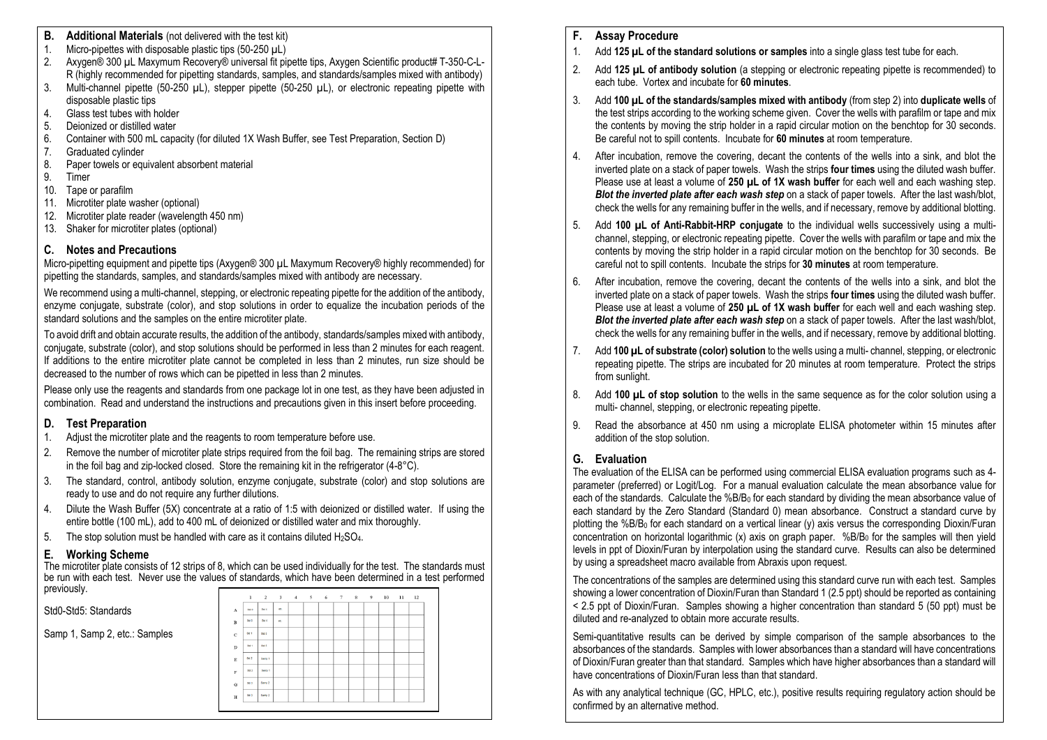## B. Additional Materials (not delivered with the test kit)

1. Micro-pipettes with disposable plastic tips (50-250 µL)
2. Axygen® 300 µL Maxymum Recovery® universal fit pipette tips, Axygen Scientific product# T-350-C-L-R (highly recommended for pipetting standards, samples, and standards/samples mixed with antibody)
3. Multi-channel pipette (50-250 µL), stepper pipette (50-250 µL), or electronic repeating pipette with disposable plastic tips
4. Glass test tubes with holder
5. Deionized or distilled water
6. Container with 500 mL capacity (for diluted 1X Wash Buffer, see Test Preparation, Section D)
7. Graduated cylinder
8. Paper towels or equivalent absorbent material
9. Timer
10. Tape or parafilm
11. Microtiter plate washer (optional)
12. Microtiter plate reader (wavelength 450 nm)
13. Shaker for microtiter plates (optional)

## C. Notes and Precautions

Micro-pipetting equipment and pipette tips (Axygen® 300 µL Maxymum Recovery® highly recommended) for pipetting the standards, samples, and standards/samples mixed with antibody are necessary.

We recommend using a multi-channel, stepping, or electronic repeating pipette for the addition of the antibody, enzyme conjugate, substrate (color), and stop solutions in order to equalize the incubation periods of the standard solutions and the samples on the entire microtiter plate.

To avoid drift and obtain accurate results, the addition of the antibody, standards/samples mixed with antibody, conjugate, substrate (color), and stop solutions should be performed in less than 2 minutes for each reagent. If additions to the entire microtiter plate cannot be completed in less than 2 minutes, run size should be decreased to the number of rows which can be pipetted in less than 2 minutes.

Please only use the reagents and standards from one package lot in one test, as they have been adjusted in combination. Read and understand the instructions and precautions given in this insert before proceeding.

## D. Test Preparation

1. Adjust the microtiter plate and the reagents to room temperature before use.
2. Remove the number of microtiter plate strips required from the foil bag. The remaining strips are stored in the foil bag and zip-locked closed. Store the remaining kit in the refrigerator (4-8°C).
3. The standard, control, antibody solution, enzyme conjugate, substrate (color) and stop solutions are ready to use and do not require any further dilutions.
4. Dilute the Wash Buffer (5X) concentrate at a ratio of 1:5 with deionized or distilled water. If using the entire bottle (100 mL), add to 400 mL of deionized or distilled water and mix thoroughly.
5. The stop solution must be handled with care as it contains diluted $H_2SO_4$.

## E. Working Scheme

The microtiter plate consists of 12 strips of 8, which can be used individually for the test. The standards must be run with each test. Never use the values of standards, which have been determined in a test performed previously.

Std0-Std5: Standards

Samp 1, Samp 2, etc.: Samples

| | 1 | 2 | 3 | 4 | 5 | 6 | 7 | 8 | 9 | 10 | 11 | 12 |
|---|---|---|---|---|---|---|---|---|---|---|---|---|
| A | Std 0 | Std 4 | etc. | | | | | | | | | |
| B | Std 0 | Std 4 | etc. | | | | | | | | | |
| C | Std 1 | Std 5 | | | | | | | | | | |
| D | Std 1 | Std 5 | | | | | | | | | | |
| E | Std 2 | Samp 1 | | | | | | | | | | |
| F | Std 2 | Samp 1 | | | | | | | | | | |
| G | Std 3 | Samp 2 | | | | | | | | | | |
| H | Std 3 | Samp 2 | | | | | | | | | | |

## F. Assay Procedure

1. Add **125 µL of the standard solutions or samples** into a single glass test tube for each.
2. Add **125 µL of antibody solution** (a stepping or electronic repeating pipette is recommended) to each tube. Vortex and incubate for **60 minutes**.
3. Add **100 µL of the standards/samples mixed with antibody** (from step 2) into **duplicate wells** of the test strips according to the working scheme given. Cover the wells with parafilm or tape and mix the contents by moving the strip holder in a rapid circular motion on the benchtop for 30 seconds. Be careful not to spill contents. Incubate for **60 minutes** at room temperature.
4. After incubation, remove the covering, decant the contents of the wells into a sink, and blot the inverted plate on a stack of paper towels. Wash the strips **four times** using the diluted wash buffer. Please use at least a volume of **250 µL of 1X wash buffer** for each well and each washing step. ***Blot the inverted plate after each wash step*** on a stack of paper towels. After the last wash/blot, check the wells for any remaining buffer in the wells, and if necessary, remove by additional blotting.
5. Add **100 µL of Anti-Rabbit-HRP conjugate** to the individual wells successively using a multi-channel, stepping, or electronic repeating pipette. Cover the wells with parafilm or tape and mix the contents by moving the strip holder in a rapid circular motion on the benchtop for 30 seconds. Be careful not to spill contents. Incubate the strips for **30 minutes** at room temperature.
6. After incubation, remove the covering, decant the contents of the wells into a sink, and blot the inverted plate on a stack of paper towels. Wash the strips **four times** using the diluted wash buffer. Please use at least a volume of **250 µL of 1X wash buffer** for each well and each washing step. ***Blot the inverted plate after each wash step*** on a stack of paper towels. After the last wash/blot, check the wells for any remaining buffer in the wells, and if necessary, remove by additional blotting.
7. Add **100 µL of substrate (color) solution** to the wells using a multi- channel, stepping, or electronic repeating pipette. The strips are incubated for 20 minutes at room temperature. Protect the strips from sunlight.
8. Add **100 µL of stop solution** to the wells in the same sequence as for the color solution using a multi- channel, stepping, or electronic repeating pipette.
9. Read the absorbance at 450 nm using a microplate ELISA photometer within 15 minutes after addition of the stop solution.

## G. Evaluation

The evaluation of the ELISA can be performed using commercial ELISA evaluation programs such as 4-parameter (preferred) or Logit/Log. For a manual evaluation calculate the mean absorbance value for each of the standards. Calculate the $\%B/B_0$ for each standard by dividing the mean absorbance value of each standard by the Zero Standard (Standard 0) mean absorbance. Construct a standard curve by plotting the $\%B/B_0$ for each standard on a vertical linear (y) axis versus the corresponding Dioxin/Furan concentration on horizontal logarithmic (x) axis on graph paper. $\%B/B_0$ for the samples will then yield levels in ppt of Dioxin/Furan by interpolation using the standard curve. Results can also be determined by using a spreadsheet macro available from Abraxis upon request.

The concentrations of the samples are determined using this standard curve run with each test. Samples showing a lower concentration of Dioxin/Furan than Standard 1 (2.5 ppt) should be reported as containing < 2.5 ppt of Dioxin/Furan. Samples showing a higher concentration than standard 5 (50 ppt) must be diluted and re-analyzed to obtain more accurate results.

Semi-quantitative results can be derived by simple comparison of the sample absorbances to the absorbances of the standards. Samples with lower absorbances than a standard will have concentrations of Dioxin/Furan greater than that standard. Samples which have higher absorbances than a standard will have concentrations of Dioxin/Furan less than that standard.

As with any analytical technique (GC, HPLC, etc.), positive results requiring regulatory action should be confirmed by an alternative method.